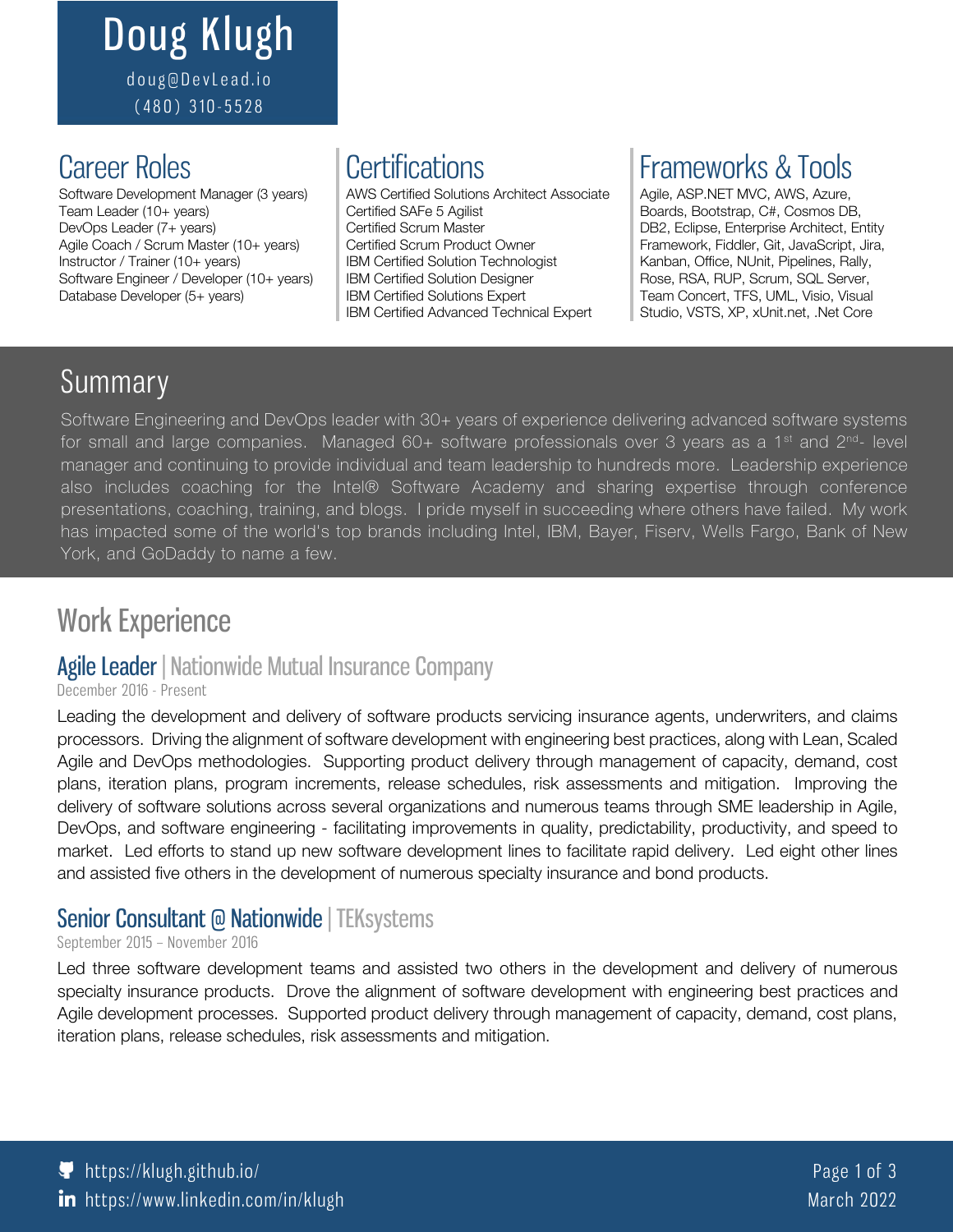# Doug Klugh

doug@DevLead.io

(480) 310-5528

## Career Roles

Software Development Manager (3 years)
Team Leader (10+ years)
DevOps Leader (7+ years)
Agile Coach / Scrum Master (10+ years)
Instructor / Trainer (10+ years)
Software Engineer / Developer (10+ years)
Database Developer (5+ years)

## Certifications

AWS Certified Solutions Architect Associate
Certified SAFe 5 Agilist
Certified Scrum Master
Certified Scrum Product Owner
IBM Certified Solution Technologist
IBM Certified Solution Designer
IBM Certified Solutions Expert
IBM Certified Advanced Technical Expert

## Frameworks & Tools

Agile, ASP.NET MVC, AWS, Azure, Boards, Bootstrap, C#, Cosmos DB, DB2, Eclipse, Enterprise Architect, Entity Framework, Fiddler, Git, JavaScript, Jira, Kanban, Office, NUnit, Pipelines, Rally, Rose, RSA, RUP, Scrum, SQL Server, Team Concert, TFS, UML, Visio, Visual Studio, VSTS, XP, xUnit.net, .Net Core

## Summary

Software Engineering and DevOps leader with 30+ years of experience delivering advanced software systems for small and large companies. Managed 60+ software professionals over 3 years as a 1st and 2nd- level manager and continuing to provide individual and team leadership to hundreds more. Leadership experience also includes coaching for the Intel® Software Academy and sharing expertise through conference presentations, coaching, training, and blogs. I pride myself in succeeding where others have failed. My work has impacted some of the world's top brands including Intel, IBM, Bayer, Fiserv, Wells Fargo, Bank of New York, and GoDaddy to name a few.

## Work Experience

### Agile Leader | Nationwide Mutual Insurance Company

December 2016 - Present

Leading the development and delivery of software products servicing insurance agents, underwriters, and claims processors. Driving the alignment of software development with engineering best practices, along with Lean, Scaled Agile and DevOps methodologies. Supporting product delivery through management of capacity, demand, cost plans, iteration plans, program increments, release schedules, risk assessments and mitigation. Improving the delivery of software solutions across several organizations and numerous teams through SME leadership in Agile, DevOps, and software engineering - facilitating improvements in quality, predictability, productivity, and speed to market. Led efforts to stand up new software development lines to facilitate rapid delivery. Led eight other lines and assisted five others in the development of numerous specialty insurance and bond products.

### Senior Consultant @ Nationwide | TEKsystems

September 2015 – November 2016

Led three software development teams and assisted two others in the development and delivery of numerous specialty insurance products. Drove the alignment of software development with engineering best practices and Agile development processes. Supported product delivery through management of capacity, demand, cost plans, iteration plans, release schedules, risk assessments and mitigation.

https://klugh.github.io/
https://www.linkedin.com/in/klugh

March 2022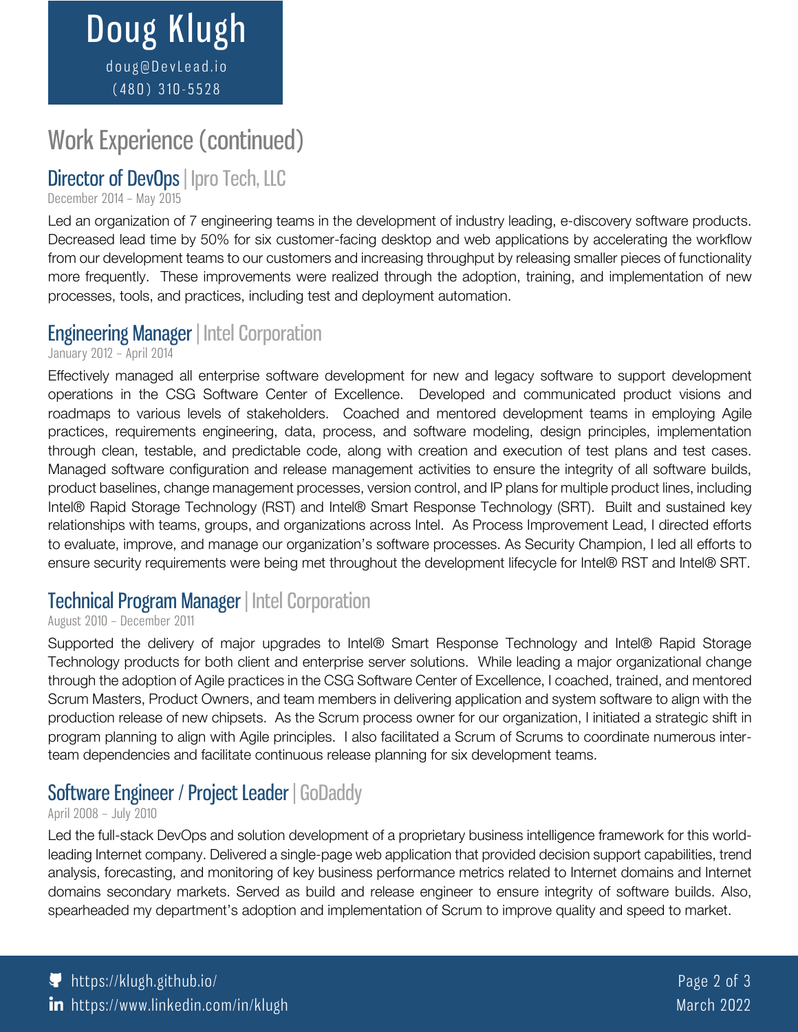# Doug Klugh

doug@DevLead.io
(480) 310-5528

## Work Experience (continued)

### Director of DevOps | Ipro Tech, LLC

December 2014 – May 2015

Led an organization of 7 engineering teams in the development of industry leading, e-discovery software products. Decreased lead time by 50% for six customer-facing desktop and web applications by accelerating the workflow from our development teams to our customers and increasing throughput by releasing smaller pieces of functionality more frequently. These improvements were realized through the adoption, training, and implementation of new processes, tools, and practices, including test and deployment automation.

### Engineering Manager | Intel Corporation

January 2012 – April 2014

Effectively managed all enterprise software development for new and legacy software to support development operations in the CSG Software Center of Excellence. Developed and communicated product visions and roadmaps to various levels of stakeholders. Coached and mentored development teams in employing Agile practices, requirements engineering, data, process, and software modeling, design principles, implementation through clean, testable, and predictable code, along with creation and execution of test plans and test cases. Managed software configuration and release management activities to ensure the integrity of all software builds, product baselines, change management processes, version control, and IP plans for multiple product lines, including Intel® Rapid Storage Technology (RST) and Intel® Smart Response Technology (SRT). Built and sustained key relationships with teams, groups, and organizations across Intel. As Process Improvement Lead, I directed efforts to evaluate, improve, and manage our organization's software processes. As Security Champion, I led all efforts to ensure security requirements were being met throughout the development lifecycle for Intel® RST and Intel® SRT.

### Technical Program Manager | Intel Corporation

August 2010 – December 2011

Supported the delivery of major upgrades to Intel® Smart Response Technology and Intel® Rapid Storage Technology products for both client and enterprise server solutions. While leading a major organizational change through the adoption of Agile practices in the CSG Software Center of Excellence, I coached, trained, and mentored Scrum Masters, Product Owners, and team members in delivering application and system software to align with the production release of new chipsets. As the Scrum process owner for our organization, I initiated a strategic shift in program planning to align with Agile principles. I also facilitated a Scrum of Scrums to coordinate numerous inter-team dependencies and facilitate continuous release planning for six development teams.

### Software Engineer / Project Leader | GoDaddy

April 2008 – July 2010

Led the full-stack DevOps and solution development of a proprietary business intelligence framework for this world-leading Internet company. Delivered a single-page web application that provided decision support capabilities, trend analysis, forecasting, and monitoring of key business performance metrics related to Internet domains and Internet domains secondary markets. Served as build and release engineer to ensure integrity of software builds. Also, spearheaded my department's adoption and implementation of Scrum to improve quality and speed to market.

https://klugh.github.io/
https://www.linkedin.com/in/klugh

March 2022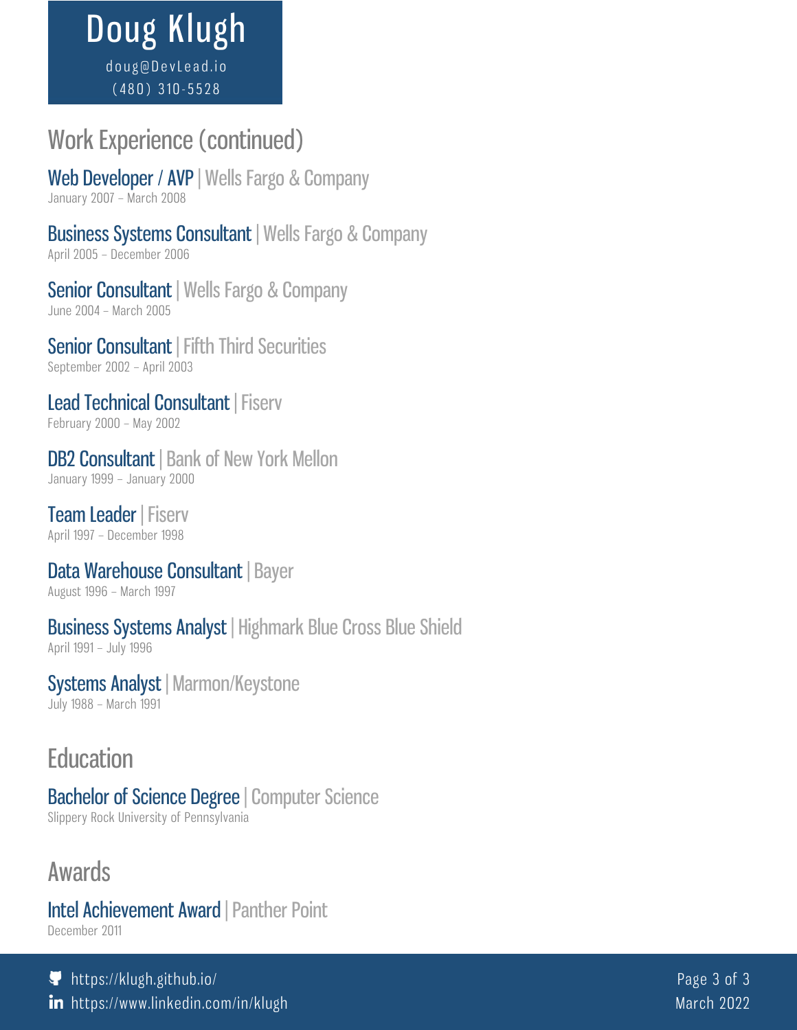# Doug Klugh

doug@DevLead.io
(480) 310-5528

## Work Experience (continued)

### Web Developer / AVP | Wells Fargo & Company
January 2007 – March 2008

### Business Systems Consultant | Wells Fargo & Company
April 2005 – December 2006

### Senior Consultant | Wells Fargo & Company
June 2004 – March 2005

### Senior Consultant | Fifth Third Securities
September 2002 – April 2003

### Lead Technical Consultant | Fiserv
February 2000 – May 2002

### DB2 Consultant | Bank of New York Mellon
January 1999 – January 2000

### Team Leader | Fiserv
April 1997 – December 1998

### Data Warehouse Consultant | Bayer
August 1996 – March 1997

### Business Systems Analyst | Highmark Blue Cross Blue Shield
April 1991 – July 1996

### Systems Analyst | Marmon/Keystone
July 1988 – March 1991

## Education

### Bachelor of Science Degree | Computer Science
Slippery Rock University of Pennsylvania

## Awards

### Intel Achievement Award | Panther Point
December 2011

https://klugh.github.io/
https://www.linkedin.com/in/klugh

March 2022